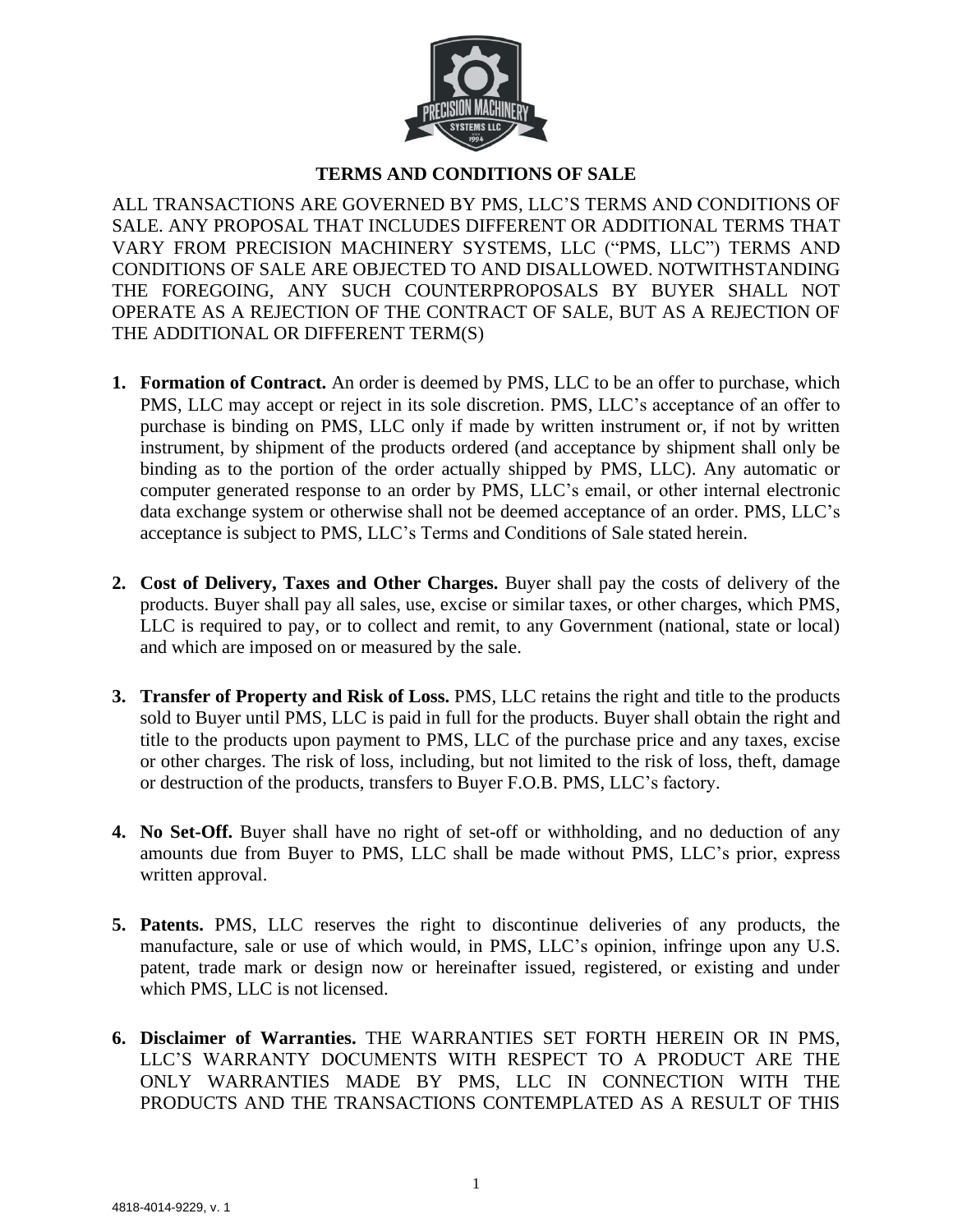# TERMS AND CONDITIONS OF SALE

ALL TRANSACTIONS ARE GOVERNED BY PMS, LLC'S TERMS AND CONDITIONS OF SALE. ANY PROPOSAL THAT INCLUDES DIFFERENT OR ADDITIONAL TERMS THAT VARY FROM PRECISION MACHINERY SYSTEMS, LLC ("PMS, LLC") TERMS AND CONDITIONS OF SALE ARE OBJECTED TO AND DISALLOWED. NOTWITHSTANDING THE FOREGOING, ANY SUCH COUNTERPROPOSALS BY BUYER SHALL NOT OPERATE AS A REJECTION OF THE CONTRACT OF SALE, BUT AS A REJECTION OF THE ADDITIONAL OR DIFFERENT TERM(S)

1. **Formation of Contract.** An order is deemed by PMS, LLC to be an offer to purchase, which PMS, LLC may accept or reject in its sole discretion. PMS, LLC's acceptance of an offer to purchase is binding on PMS, LLC only if made by written instrument or, if not by written instrument, by shipment of the products ordered (and acceptance by shipment shall only be binding as to the portion of the order actually shipped by PMS, LLC). Any automatic or computer generated response to an order by PMS, LLC's email, or other internal electronic data exchange system or otherwise shall not be deemed acceptance of an order. PMS, LLC's acceptance is subject to PMS, LLC's Terms and Conditions of Sale stated herein.

2. **Cost of Delivery, Taxes and Other Charges.** Buyer shall pay the costs of delivery of the products. Buyer shall pay all sales, use, excise or similar taxes, or other charges, which PMS, LLC is required to pay, or to collect and remit, to any Government (national, state or local) and which are imposed on or measured by the sale.

3. **Transfer of Property and Risk of Loss.** PMS, LLC retains the right and title to the products sold to Buyer until PMS, LLC is paid in full for the products. Buyer shall obtain the right and title to the products upon payment to PMS, LLC of the purchase price and any taxes, excise or other charges. The risk of loss, including, but not limited to the risk of loss, theft, damage or destruction of the products, transfers to Buyer F.O.B. PMS, LLC's factory.

4. **No Set-Off.** Buyer shall have no right of set-off or withholding, and no deduction of any amounts due from Buyer to PMS, LLC shall be made without PMS, LLC's prior, express written approval.

5. **Patents.** PMS, LLC reserves the right to discontinue deliveries of any products, the manufacture, sale or use of which would, in PMS, LLC's opinion, infringe upon any U.S. patent, trade mark or design now or hereinafter issued, registered, or existing and under which PMS, LLC is not licensed.

6. **Disclaimer of Warranties.** THE WARRANTIES SET FORTH HEREIN OR IN PMS, LLC'S WARRANTY DOCUMENTS WITH RESPECT TO A PRODUCT ARE THE ONLY WARRANTIES MADE BY PMS, LLC IN CONNECTION WITH THE PRODUCTS AND THE TRANSACTIONS CONTEMPLATED AS A RESULT OF THIS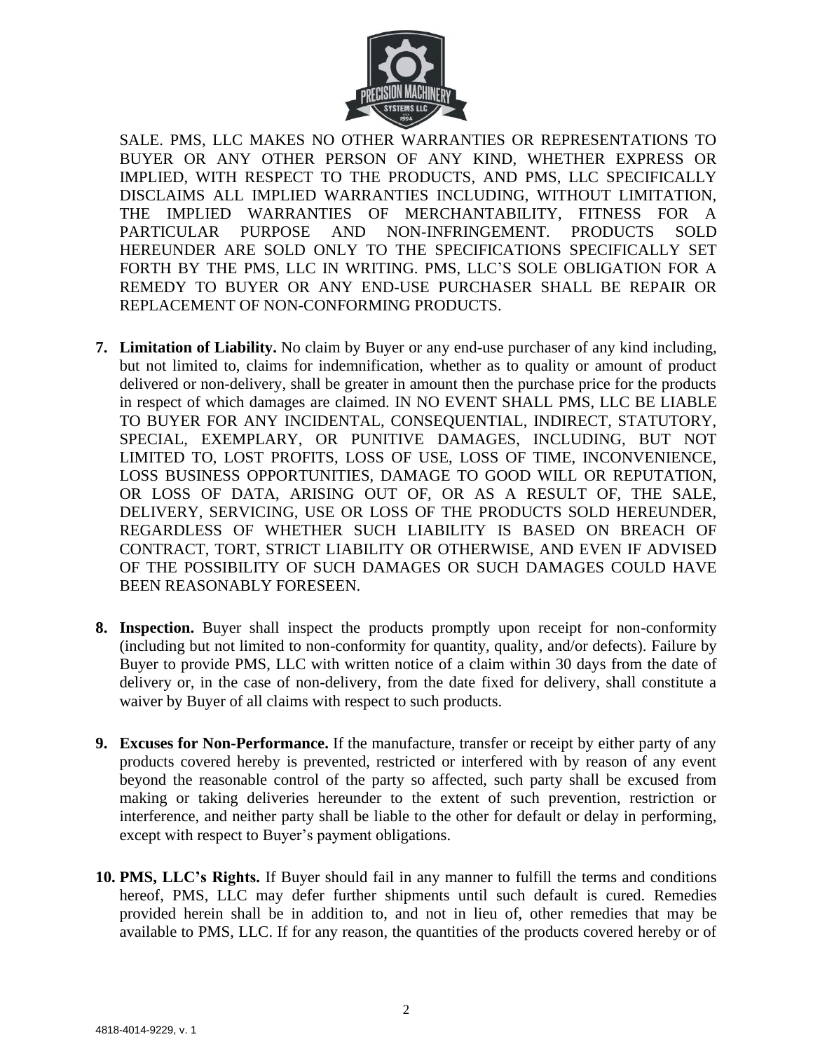SALE. PMS, LLC MAKES NO OTHER WARRANTIES OR REPRESENTATIONS TO BUYER OR ANY OTHER PERSON OF ANY KIND, WHETHER EXPRESS OR IMPLIED, WITH RESPECT TO THE PRODUCTS, AND PMS, LLC SPECIFICALLY DISCLAIMS ALL IMPLIED WARRANTIES INCLUDING, WITHOUT LIMITATION, THE IMPLIED WARRANTIES OF MERCHANTABILITY, FITNESS FOR A PARTICULAR PURPOSE AND NON-INFRINGEMENT. PRODUCTS SOLD HEREUNDER ARE SOLD ONLY TO THE SPECIFICATIONS SPECIFICALLY SET FORTH BY THE PMS, LLC IN WRITING. PMS, LLC'S SOLE OBLIGATION FOR A REMEDY TO BUYER OR ANY END-USE PURCHASER SHALL BE REPAIR OR REPLACEMENT OF NON-CONFORMING PRODUCTS.

7. **Limitation of Liability.** No claim by Buyer or any end-use purchaser of any kind including, but not limited to, claims for indemnification, whether as to quality or amount of product delivered or non-delivery, shall be greater in amount then the purchase price for the products in respect of which damages are claimed. IN NO EVENT SHALL PMS, LLC BE LIABLE TO BUYER FOR ANY INCIDENTAL, CONSEQUENTIAL, INDIRECT, STATUTORY, SPECIAL, EXEMPLARY, OR PUNITIVE DAMAGES, INCLUDING, BUT NOT LIMITED TO, LOST PROFITS, LOSS OF USE, LOSS OF TIME, INCONVENIENCE, LOSS BUSINESS OPPORTUNITIES, DAMAGE TO GOOD WILL OR REPUTATION, OR LOSS OF DATA, ARISING OUT OF, OR AS A RESULT OF, THE SALE, DELIVERY, SERVICING, USE OR LOSS OF THE PRODUCTS SOLD HEREUNDER, REGARDLESS OF WHETHER SUCH LIABILITY IS BASED ON BREACH OF CONTRACT, TORT, STRICT LIABILITY OR OTHERWISE, AND EVEN IF ADVISED OF THE POSSIBILITY OF SUCH DAMAGES OR SUCH DAMAGES COULD HAVE BEEN REASONABLY FORESEEN.

8. **Inspection.** Buyer shall inspect the products promptly upon receipt for non-conformity (including but not limited to non-conformity for quantity, quality, and/or defects). Failure by Buyer to provide PMS, LLC with written notice of a claim within 30 days from the date of delivery or, in the case of non-delivery, from the date fixed for delivery, shall constitute a waiver by Buyer of all claims with respect to such products.

9. **Excuses for Non-Performance.** If the manufacture, transfer or receipt by either party of any products covered hereby is prevented, restricted or interfered with by reason of any event beyond the reasonable control of the party so affected, such party shall be excused from making or taking deliveries hereunder to the extent of such prevention, restriction or interference, and neither party shall be liable to the other for default or delay in performing, except with respect to Buyer's payment obligations.

10. **PMS, LLC's Rights.** If Buyer should fail in any manner to fulfill the terms and conditions hereof, PMS, LLC may defer further shipments until such default is cured. Remedies provided herein shall be in addition to, and not in lieu of, other remedies that may be available to PMS, LLC. If for any reason, the quantities of the products covered hereby or of

4818-4014-9229, v. 1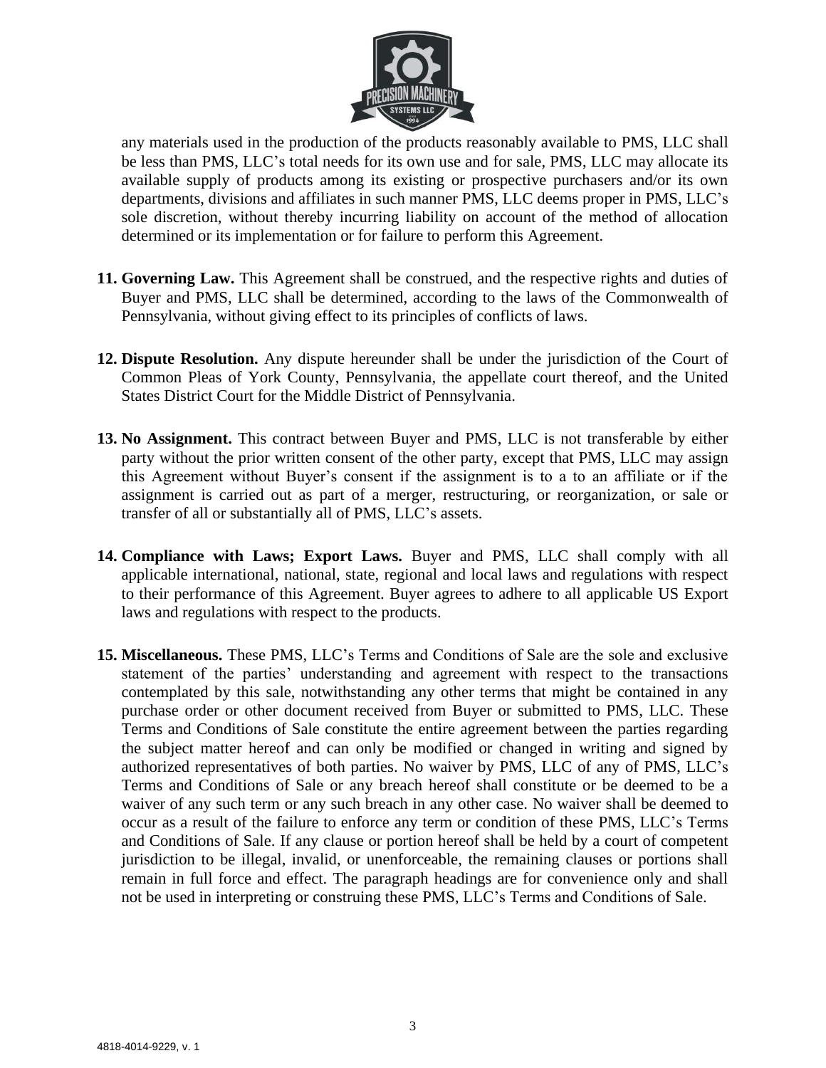any materials used in the production of the products reasonably available to PMS, LLC shall be less than PMS, LLC's total needs for its own use and for sale, PMS, LLC may allocate its available supply of products among its existing or prospective purchasers and/or its own departments, divisions and affiliates in such manner PMS, LLC deems proper in PMS, LLC's sole discretion, without thereby incurring liability on account of the method of allocation determined or its implementation or for failure to perform this Agreement.

11. **Governing Law.** This Agreement shall be construed, and the respective rights and duties of Buyer and PMS, LLC shall be determined, according to the laws of the Commonwealth of Pennsylvania, without giving effect to its principles of conflicts of laws.

12. **Dispute Resolution.** Any dispute hereunder shall be under the jurisdiction of the Court of Common Pleas of York County, Pennsylvania, the appellate court thereof, and the United States District Court for the Middle District of Pennsylvania.

13. **No Assignment.** This contract between Buyer and PMS, LLC is not transferable by either party without the prior written consent of the other party, except that PMS, LLC may assign this Agreement without Buyer's consent if the assignment is to a to an affiliate or if the assignment is carried out as part of a merger, restructuring, or reorganization, or sale or transfer of all or substantially all of PMS, LLC's assets.

14. **Compliance with Laws; Export Laws.** Buyer and PMS, LLC shall comply with all applicable international, national, state, regional and local laws and regulations with respect to their performance of this Agreement. Buyer agrees to adhere to all applicable US Export laws and regulations with respect to the products.

15. **Miscellaneous.** These PMS, LLC's Terms and Conditions of Sale are the sole and exclusive statement of the parties' understanding and agreement with respect to the transactions contemplated by this sale, notwithstanding any other terms that might be contained in any purchase order or other document received from Buyer or submitted to PMS, LLC. These Terms and Conditions of Sale constitute the entire agreement between the parties regarding the subject matter hereof and can only be modified or changed in writing and signed by authorized representatives of both parties. No waiver by PMS, LLC of any of PMS, LLC's Terms and Conditions of Sale or any breach hereof shall constitute or be deemed to be a waiver of any such term or any such breach in any other case. No waiver shall be deemed to occur as a result of the failure to enforce any term or condition of these PMS, LLC's Terms and Conditions of Sale. If any clause or portion hereof shall be held by a court of competent jurisdiction to be illegal, invalid, or unenforceable, the remaining clauses or portions shall remain in full force and effect. The paragraph headings are for convenience only and shall not be used in interpreting or construing these PMS, LLC's Terms and Conditions of Sale.

4818-4014-9229, v. 1